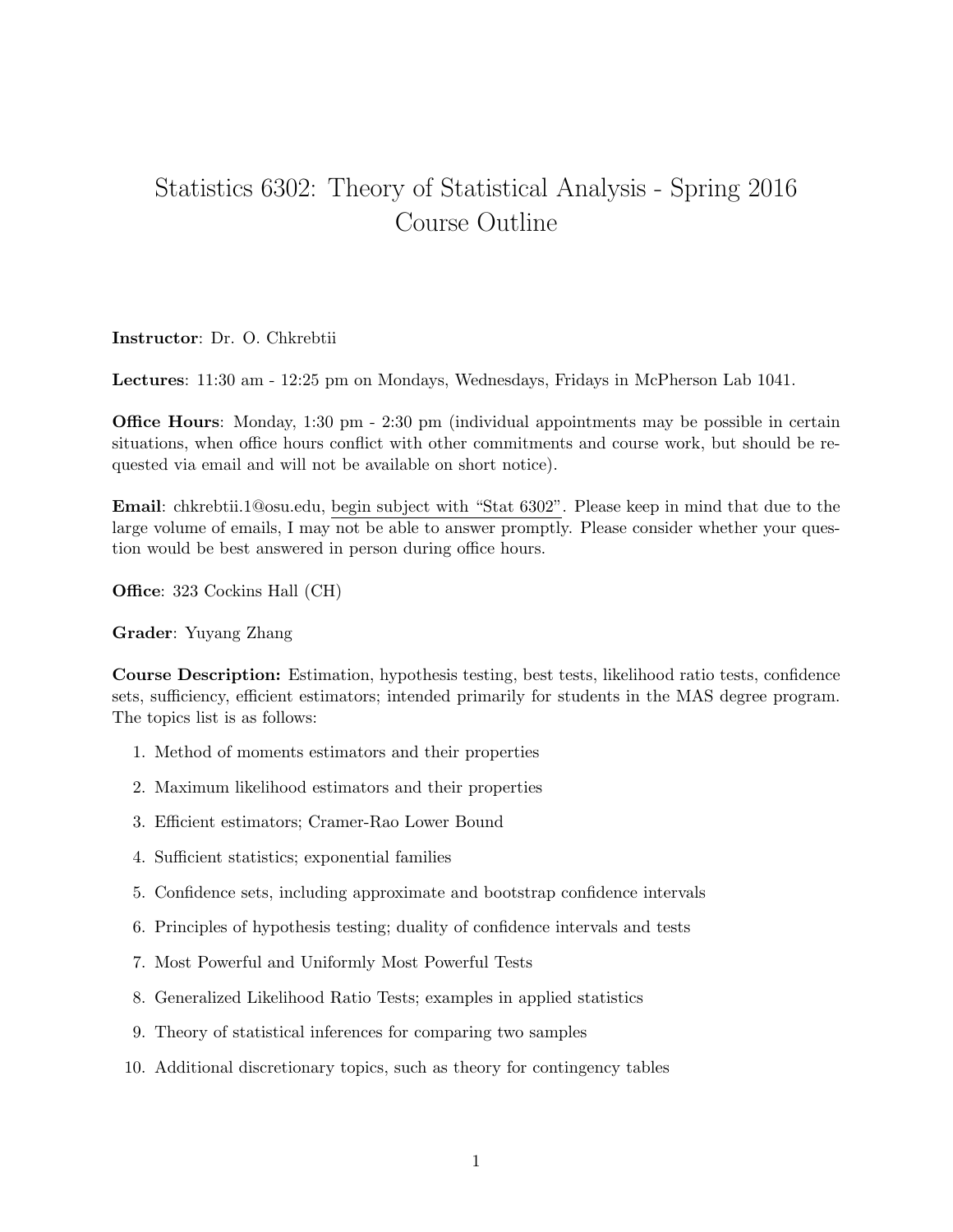# Statistics 6302: Theory of Statistical Analysis - Spring 2016
# Course Outline

**Instructor**: Dr. O. Chkrebtii

**Lectures**: 11:30 am - 12:25 pm on Mondays, Wednesdays, Fridays in McPherson Lab 1041.

**Office Hours**: Monday, 1:30 pm - 2:30 pm (individual appointments may be possible in certain situations, when office hours conflict with other commitments and course work, but should be requested via email and will not be available on short notice).

**Email**: chkrebtii.1@osu.edu, begin subject with "Stat 6302". Please keep in mind that due to the large volume of emails, I may not be able to answer promptly. Please consider whether your question would be best answered in person during office hours.

**Office**: 323 Cockins Hall (CH)

**Grader**: Yuyang Zhang

**Course Description:** Estimation, hypothesis testing, best tests, likelihood ratio tests, confidence sets, sufficiency, efficient estimators; intended primarily for students in the MAS degree program. The topics list is as follows:

1. Method of moments estimators and their properties
2. Maximum likelihood estimators and their properties
3. Efficient estimators; Cramer-Rao Lower Bound
4. Sufficient statistics; exponential families
5. Confidence sets, including approximate and bootstrap confidence intervals
6. Principles of hypothesis testing; duality of confidence intervals and tests
7. Most Powerful and Uniformly Most Powerful Tests
8. Generalized Likelihood Ratio Tests; examples in applied statistics
9. Theory of statistical inferences for comparing two samples
10. Additional discretionary topics, such as theory for contingency tables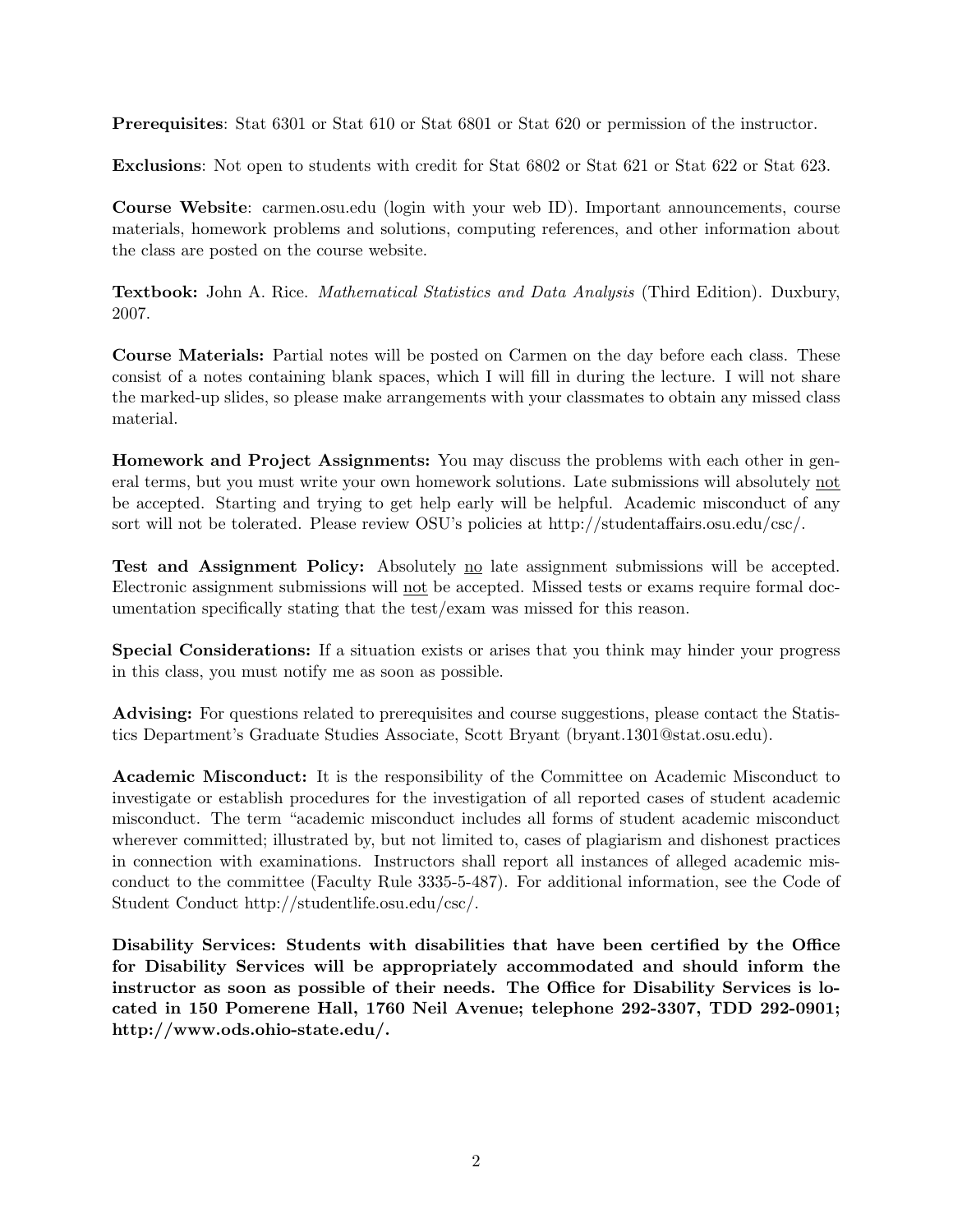**Prerequisites**: Stat 6301 or Stat 610 or Stat 6801 or Stat 620 or permission of the instructor.

**Exclusions**: Not open to students with credit for Stat 6802 or Stat 621 or Stat 622 or Stat 623.

**Course Website**: carmen.osu.edu (login with your web ID). Important announcements, course materials, homework problems and solutions, computing references, and other information about the class are posted on the course website.

**Textbook:** John A. Rice. *Mathematical Statistics and Data Analysis* (Third Edition). Duxbury, 2007.

**Course Materials:** Partial notes will be posted on Carmen on the day before each class. These consist of a notes containing blank spaces, which I will fill in during the lecture. I will not share the marked-up slides, so please make arrangements with your classmates to obtain any missed class material.

**Homework and Project Assignments:** You may discuss the problems with each other in general terms, but you must write your own homework solutions. Late submissions will absolutely <u>not</u> be accepted. Starting and trying to get help early will be helpful. Academic misconduct of any sort will not be tolerated. Please review OSU's policies at http://studentaffairs.osu.edu/csc/.

**Test and Assignment Policy:** Absolutely <u>no</u> late assignment submissions will be accepted. Electronic assignment submissions will <u>not</u> be accepted. Missed tests or exams require formal documentation specifically stating that the test/exam was missed for this reason.

**Special Considerations:** If a situation exists or arises that you think may hinder your progress in this class, you must notify me as soon as possible.

**Advising:** For questions related to prerequisites and course suggestions, please contact the Statistics Department's Graduate Studies Associate, Scott Bryant (bryant.1301@stat.osu.edu).

**Academic Misconduct:** It is the responsibility of the Committee on Academic Misconduct to investigate or establish procedures for the investigation of all reported cases of student academic misconduct. The term "academic misconduct includes all forms of student academic misconduct wherever committed; illustrated by, but not limited to, cases of plagiarism and dishonest practices in connection with examinations. Instructors shall report all instances of alleged academic misconduct to the committee (Faculty Rule 3335-5-487). For additional information, see the Code of Student Conduct http://studentlife.osu.edu/csc/.

**Disability Services: Students with disabilities that have been certified by the Office for Disability Services will be appropriately accommodated and should inform the instructor as soon as possible of their needs. The Office for Disability Services is located in 150 Pomerene Hall, 1760 Neil Avenue; telephone 292-3307, TDD 292-0901; http://www.ods.ohio-state.edu/.**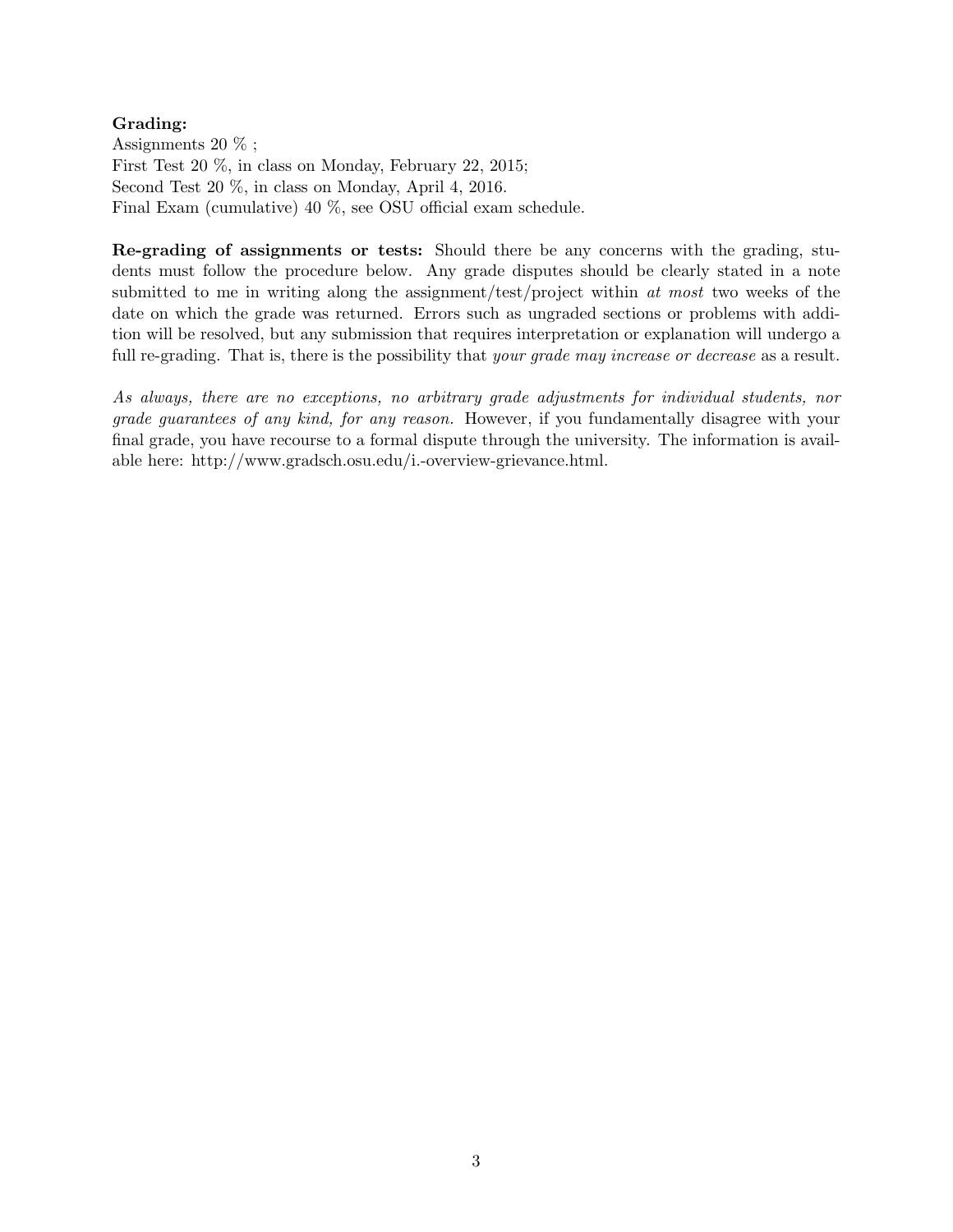**Grading:**
Assignments 20 % ;
First Test 20 %, in class on Monday, February 22, 2015;
Second Test 20 %, in class on Monday, April 4, 2016.
Final Exam (cumulative) 40 %, see OSU official exam schedule.

**Re-grading of assignments or tests:** Should there be any concerns with the grading, students must follow the procedure below. Any grade disputes should be clearly stated in a note submitted to me in writing along the assignment/test/project within *at most* two weeks of the date on which the grade was returned. Errors such as ungraded sections or problems with addition will be resolved, but any submission that requires interpretation or explanation will undergo a full re-grading. That is, there is the possibility that *your grade may increase or decrease* as a result.

*As always, there are no exceptions, no arbitrary grade adjustments for individual students, nor grade guarantees of any kind, for any reason.* However, if you fundamentally disagree with your final grade, you have recourse to a formal dispute through the university. The information is available here: http://www.gradsch.osu.edu/i.-overview-grievance.html.